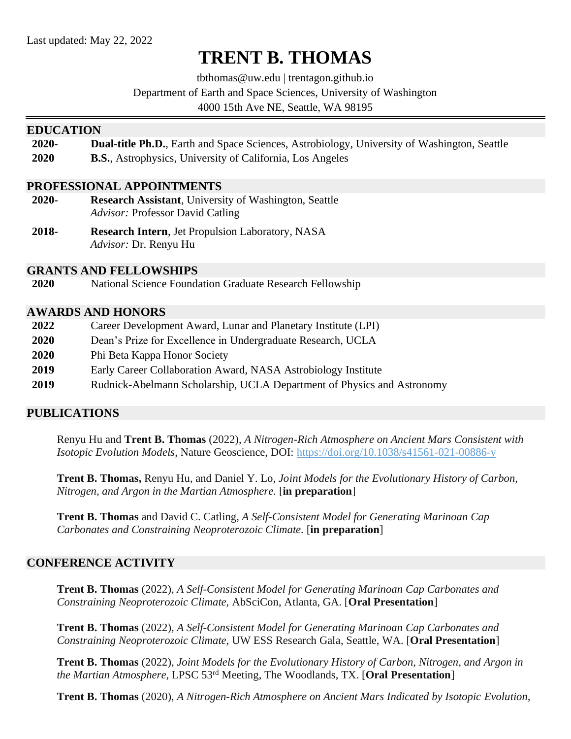Last updated: May 22, 2022

# TRENT B. THOMAS

tbthomas@uw.edu | trentagon.github.io

Department of Earth and Space Sciences, University of Washington

4000 15th Ave NE, Seattle, WA 98195

## EDUCATION

**2020-** **Dual-title Ph.D.**, Earth and Space Sciences, Astrobiology, University of Washington, Seattle

**2020** **B.S.**, Astrophysics, University of California, Los Angeles

## PROFESSIONAL APPOINTMENTS

**2020-** **Research Assistant**, University of Washington, Seattle
*Advisor:* Professor David Catling

**2018-** **Research Intern**, Jet Propulsion Laboratory, NASA
*Advisor:* Dr. Renyu Hu

## GRANTS AND FELLOWSHIPS

**2020** National Science Foundation Graduate Research Fellowship

## AWARDS AND HONORS

**2022** Career Development Award, Lunar and Planetary Institute (LPI)

**2020** Dean's Prize for Excellence in Undergraduate Research, UCLA

**2020** Phi Beta Kappa Honor Society

**2019** Early Career Collaboration Award, NASA Astrobiology Institute

**2019** Rudnick-Abelmann Scholarship, UCLA Department of Physics and Astronomy

## PUBLICATIONS

Renyu Hu and **Trent B. Thomas** (2022), *A Nitrogen-Rich Atmosphere on Ancient Mars Consistent with Isotopic Evolution Models*, Nature Geoscience, DOI: https://doi.org/10.1038/s41561-021-00886-y

**Trent B. Thomas,** Renyu Hu, and Daniel Y. Lo, *Joint Models for the Evolutionary History of Carbon, Nitrogen, and Argon in the Martian Atmosphere.* [**in preparation**]

**Trent B. Thomas** and David C. Catling, *A Self-Consistent Model for Generating Marinoan Cap Carbonates and Constraining Neoproterozoic Climate.* [**in preparation**]

## CONFERENCE ACTIVITY

**Trent B. Thomas** (2022), *A Self-Consistent Model for Generating Marinoan Cap Carbonates and Constraining Neoproterozoic Climate,* AbSciCon, Atlanta, GA. [**Oral Presentation**]

**Trent B. Thomas** (2022), *A Self-Consistent Model for Generating Marinoan Cap Carbonates and Constraining Neoproterozoic Climate,* UW ESS Research Gala, Seattle, WA. [**Oral Presentation**]

**Trent B. Thomas** (2022), *Joint Models for the Evolutionary History of Carbon, Nitrogen, and Argon in the Martian Atmosphere,* LPSC 53rd Meeting, The Woodlands, TX. [**Oral Presentation**]

**Trent B. Thomas** (2020), *A Nitrogen-Rich Atmosphere on Ancient Mars Indicated by Isotopic Evolution,*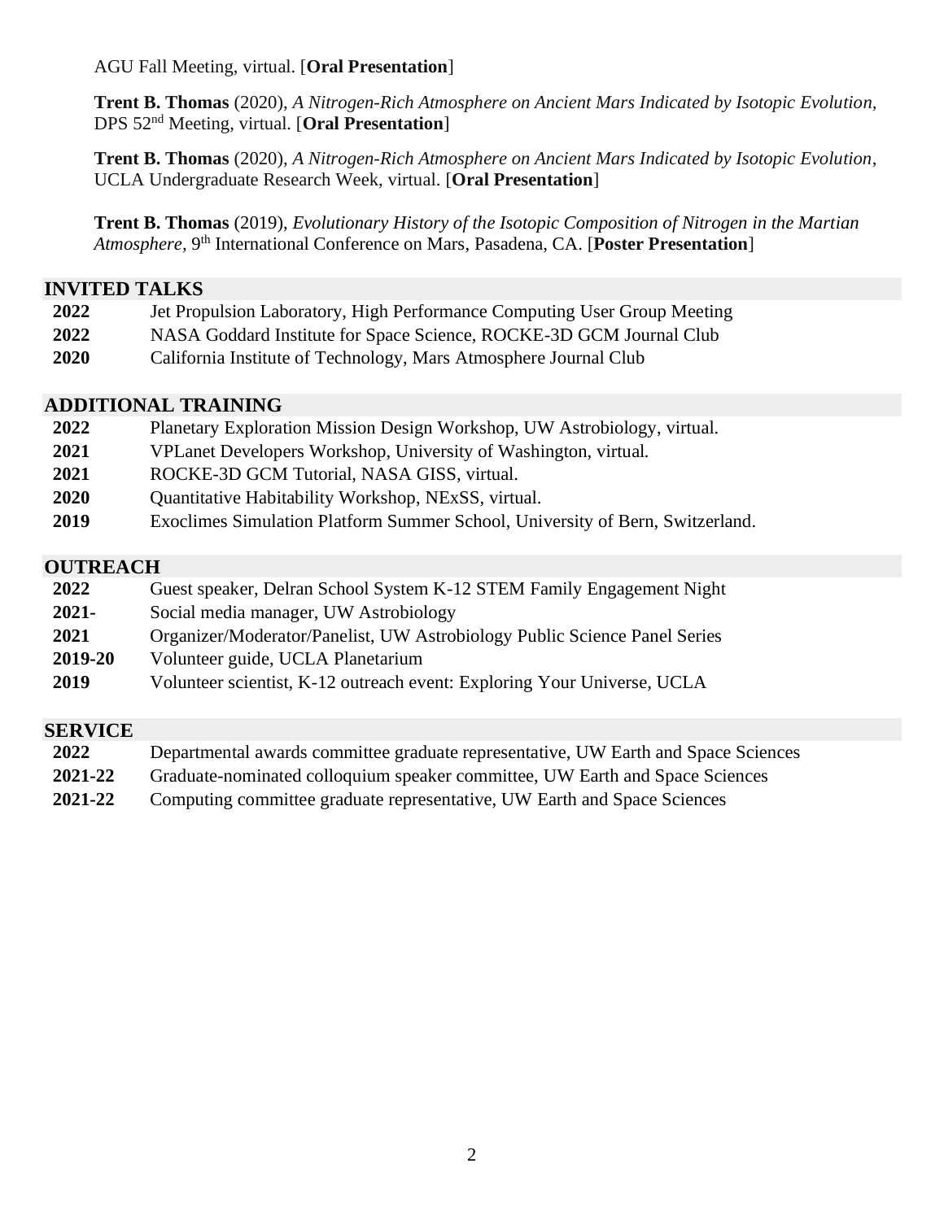AGU Fall Meeting, virtual. [**Oral Presentation**]

**Trent B. Thomas** (2020), *A Nitrogen-Rich Atmosphere on Ancient Mars Indicated by Isotopic Evolution*, DPS 52nd Meeting, virtual. [**Oral Presentation**]

**Trent B. Thomas** (2020), *A Nitrogen-Rich Atmosphere on Ancient Mars Indicated by Isotopic Evolution*, UCLA Undergraduate Research Week, virtual. [**Oral Presentation**]

**Trent B. Thomas** (2019), *Evolutionary History of the Isotopic Composition of Nitrogen in the Martian Atmosphere*, 9th International Conference on Mars, Pasadena, CA. [**Poster Presentation**]

## INVITED TALKS

**2022** Jet Propulsion Laboratory, High Performance Computing User Group Meeting
**2022** NASA Goddard Institute for Space Science, ROCKE-3D GCM Journal Club
**2020** California Institute of Technology, Mars Atmosphere Journal Club

## ADDITIONAL TRAINING

**2022** Planetary Exploration Mission Design Workshop, UW Astrobiology, virtual.
**2021** VPLanet Developers Workshop, University of Washington, virtual.
**2021** ROCKE-3D GCM Tutorial, NASA GISS, virtual.
**2020** Quantitative Habitability Workshop, NExSS, virtual.
**2019** Exoclimes Simulation Platform Summer School, University of Bern, Switzerland.

## OUTREACH

**2022** Guest speaker, Delran School System K-12 STEM Family Engagement Night
**2021-** Social media manager, UW Astrobiology
**2021** Organizer/Moderator/Panelist, UW Astrobiology Public Science Panel Series
**2019-20** Volunteer guide, UCLA Planetarium
**2019** Volunteer scientist, K-12 outreach event: Exploring Your Universe, UCLA

## SERVICE

**2022** Departmental awards committee graduate representative, UW Earth and Space Sciences
**2021-22** Graduate-nominated colloquium speaker committee, UW Earth and Space Sciences
**2021-22** Computing committee graduate representative, UW Earth and Space Sciences